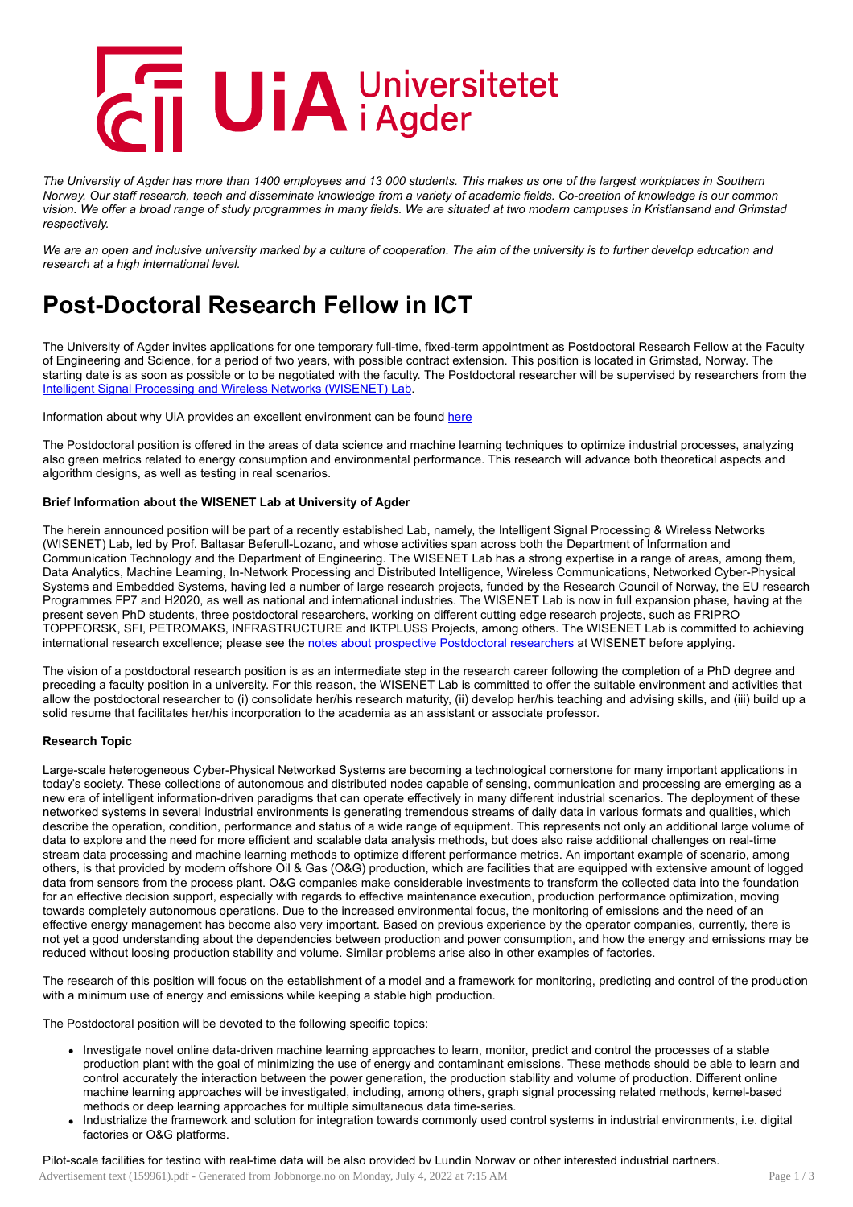The University of Agder has more than 1400 employees and 13 000 students. This makes us one of the largest workplaces in Southern Norway. Our staff research, teach and disseminate knowledge from a variety of academic fields. Co-creation of knowledge is our common vision. We offer a broad range of study programmes in many fields. We are situated at two modern campuses in Kristiansand and Grimstad respectively.

*We are an open and inclusive university marked by a culture of cooperation. The aim of the university is to further develop education and research at a high international level.*

# Post-Doctoral Research Fellow in ICT

The University of Agder invites applications for one temporary full-time, fixed-term appointment as Postdoctoral Research Fellow at the Faculty of Engineering and Science, for a period of two years, with possible contract extension. This position is located in Grimstad, Norway. The starting date is as soon as possible or to be negotiated with the faculty. The Postdoctoral researcher will be supervised by researchers from the [Intelligent Signal Processing and Wireless Networks (WISENET) Lab](#).

Information about why UiA provides an excellent environment can be found [here](#)

The Postdoctoral position is offered in the areas of data science and machine learning techniques to optimize industrial processes, analyzing also green metrics related to energy consumption and environmental performance. This research will advance both theoretical aspects and algorithm designs, as well as testing in real scenarios.

**Brief Information about the WISENET Lab at University of Agder**

The herein announced position will be part of a recently established Lab, namely, the Intelligent Signal Processing & Wireless Networks (WISENET) Lab, led by Prof. Baltasar Beferull-Lozano, and whose activities span across both the Department of Information and Communication Technology and the Department of Engineering. The WISENET Lab has a strong expertise in a range of areas, among them, Data Analytics, Machine Learning, In-Network Processing and Distributed Intelligence, Wireless Communications, Networked Cyber-Physical Systems and Embedded Systems, having led a number of large research projects, funded by the Research Council of Norway, the EU research Programmes FP7 and H2020, as well as national and international industries. The WISENET Lab is now in full expansion phase, having at the present seven PhD students, three postdoctoral researchers, working on different cutting edge research projects, such as FRIPRO TOPPFORSK, SFI, PETROMAKS, INFRASTRUCTURE and IKTPLUSS Projects, among others. The WISENET Lab is committed to achieving international research excellence; please see the [notes about prospective Postdoctoral researchers](#) at WISENET before applying.

The vision of a postdoctoral research position is as an intermediate step in the research career following the completion of a PhD degree and preceding a faculty position in a university. For this reason, the WISENET Lab is committed to offer the suitable environment and activities that allow the postdoctoral researcher to (i) consolidate her/his research maturity, (ii) develop her/his teaching and advising skills, and (iii) build up a solid resume that facilitates her/his incorporation to the academia as an assistant or associate professor.

**Research Topic**

Large-scale heterogeneous Cyber-Physical Networked Systems are becoming a technological cornerstone for many important applications in today's society. These collections of autonomous and distributed nodes capable of sensing, communication and processing are emerging as a new era of intelligent information-driven paradigms that can operate effectively in many different industrial scenarios. The deployment of these networked systems in several industrial environments is generating tremendous streams of daily data in various formats and qualities, which describe the operation, condition, performance and status of a wide range of equipment. This represents not only an additional large volume of data to explore and the need for more efficient and scalable data analysis methods, but does also raise additional challenges on real-time stream data processing and machine learning methods to optimize different performance metrics. An important example of scenario, among others, is that provided by modern offshore Oil & Gas (O&G) production, which are facilities that are equipped with extensive amount of logged data from sensors from the process plant. O&G companies make considerable investments to transform the collected data into the foundation for an effective decision support, especially with regards to effective maintenance execution, production performance optimization, moving towards completely autonomous operations. Due to the increased environmental focus, the monitoring of emissions and the need of an effective energy management has become also very important. Based on previous experience by the operator companies, currently, there is not yet a good understanding about the dependencies between production and power consumption, and how the energy and emissions may be reduced without loosing production stability and volume. Similar problems arise also in other examples of factories.

The research of this position will focus on the establishment of a model and a framework for monitoring, predicting and control of the production with a minimum use of energy and emissions while keeping a stable high production.

The Postdoctoral position will be devoted to the following specific topics:

- Investigate novel online data-driven machine learning approaches to learn, monitor, predict and control the processes of a stable production plant with the goal of minimizing the use of energy and contaminant emissions. These methods should be able to learn and control accurately the interaction between the power generation, the production stability and volume of production. Different online machine learning approaches will be investigated, including, among others, graph signal processing related methods, kernel-based methods or deep learning approaches for multiple simultaneous data time-series.
- Industrialize the framework and solution for integration towards commonly used control systems in industrial environments, i.e. digital factories or O&G platforms.

Pilot-scale facilities for testing with real-time data will be also provided by Lundin Norway or other interested industrial partners.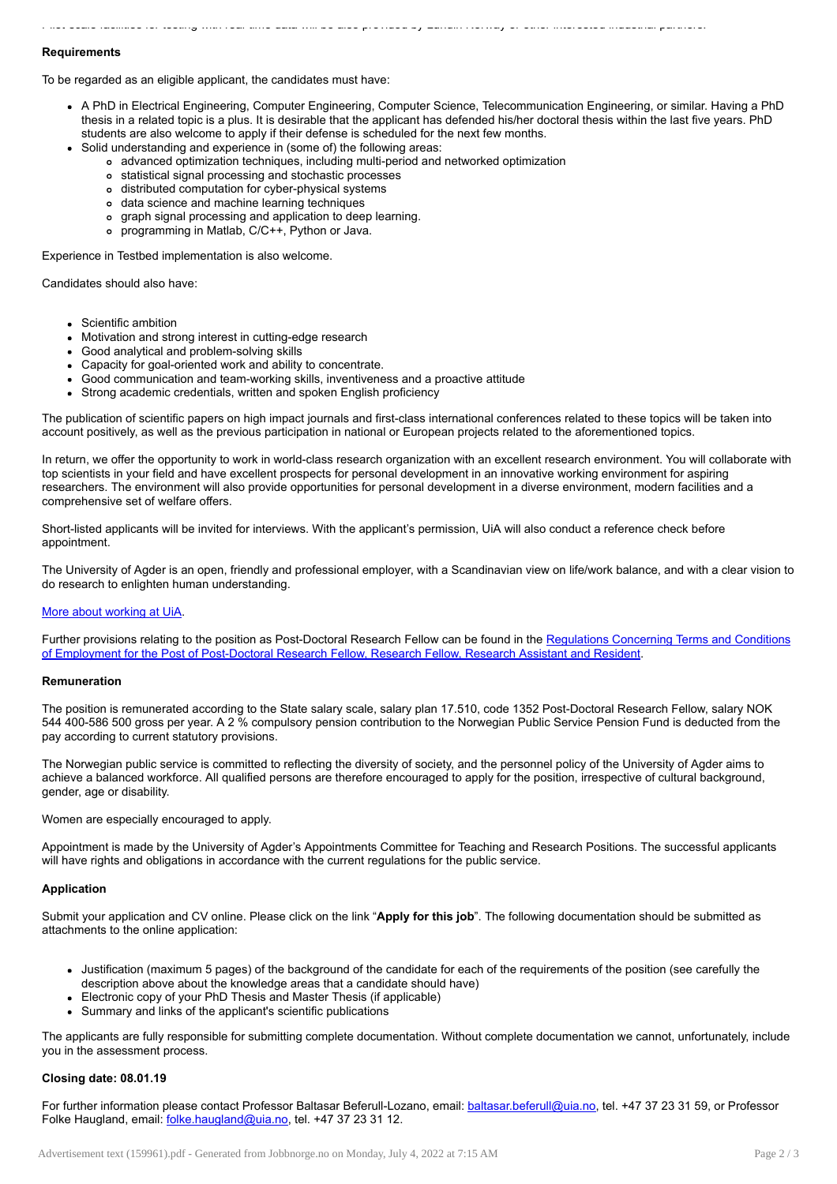Pilot scale facilities for testing with real time data will be also provided by Eviaen Norway or other interested industrial partners.

**Requirements**

To be regarded as an eligible applicant, the candidates must have:

- A PhD in Electrical Engineering, Computer Engineering, Computer Science, Telecommunication Engineering, or similar. Having a PhD thesis in a related topic is a plus. It is desirable that the applicant has defended his/her doctoral thesis within the last five years. PhD students are also welcome to apply if their defense is scheduled for the next few months.
- Solid understanding and experience in (some of) the following areas:
  - advanced optimization techniques, including multi-period and networked optimization
  - statistical signal processing and stochastic processes
  - distributed computation for cyber-physical systems
  - data science and machine learning techniques
  - graph signal processing and application to deep learning.
  - programming in Matlab, C/C++, Python or Java.

Experience in Testbed implementation is also welcome.

Candidates should also have:

- Scientific ambition
- Motivation and strong interest in cutting-edge research
- Good analytical and problem-solving skills
- Capacity for goal-oriented work and ability to concentrate.
- Good communication and team-working skills, inventiveness and a proactive attitude
- Strong academic credentials, written and spoken English proficiency

The publication of scientific papers on high impact journals and first-class international conferences related to these topics will be taken into account positively, as well as the previous participation in national or European projects related to the aforementioned topics.

In return, we offer the opportunity to work in world-class research organization with an excellent research environment. You will collaborate with top scientists in your field and have excellent prospects for personal development in an innovative working environment for aspiring researchers. The environment will also provide opportunities for personal development in a diverse environment, modern facilities and a comprehensive set of welfare offers.

Short-listed applicants will be invited for interviews. With the applicant's permission, UiA will also conduct a reference check before appointment.

The University of Agder is an open, friendly and professional employer, with a Scandinavian view on life/work balance, and with a clear vision to do research to enlighten human understanding.

[More about working at UiA](#).

Further provisions relating to the position as Post-Doctoral Research Fellow can be found in the [Regulations Concerning Terms and Conditions of Employment for the Post of Post-Doctoral Research Fellow, Research Fellow, Research Assistant and Resident](#).

**Remuneration**

The position is remunerated according to the State salary scale, salary plan 17.510, code 1352 Post-Doctoral Research Fellow, salary NOK 544 400-586 500 gross per year. A 2 % compulsory pension contribution to the Norwegian Public Service Pension Fund is deducted from the pay according to current statutory provisions.

The Norwegian public service is committed to reflecting the diversity of society, and the personnel policy of the University of Agder aims to achieve a balanced workforce. All qualified persons are therefore encouraged to apply for the position, irrespective of cultural background, gender, age or disability.

Women are especially encouraged to apply.

Appointment is made by the University of Agder's Appointments Committee for Teaching and Research Positions. The successful applicants will have rights and obligations in accordance with the current regulations for the public service.

**Application**

Submit your application and CV online. Please click on the link "**Apply for this job**". The following documentation should be submitted as attachments to the online application:

- Justification (maximum 5 pages) of the background of the candidate for each of the requirements of the position (see carefully the description above about the knowledge areas that a candidate should have)
- Electronic copy of your PhD Thesis and Master Thesis (if applicable)
- Summary and links of the applicant's scientific publications

The applicants are fully responsible for submitting complete documentation. Without complete documentation we cannot, unfortunately, include you in the assessment process.

**Closing date: 08.01.19**

For further information please contact Professor Baltasar Beferull-Lozano, email: [baltasar.beferull@uia.no](mailto:baltasar.beferull@uia.no), tel. +47 37 23 31 59, or Professor Folke Haugland, email: [folke.haugland@uia.no](mailto:folke.haugland@uia.no), tel. +47 37 23 31 12.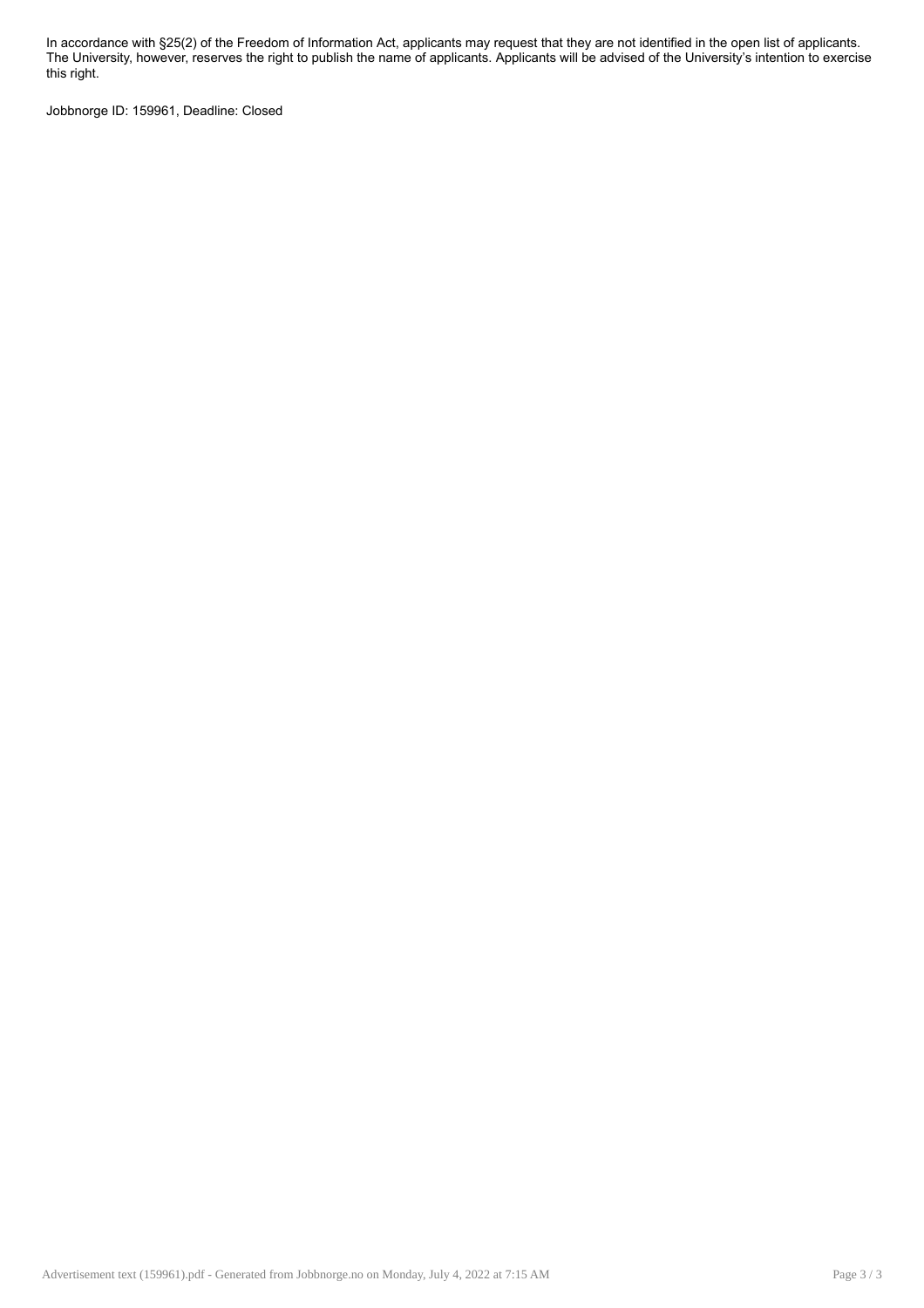In accordance with §25(2) of the Freedom of Information Act, applicants may request that they are not identified in the open list of applicants. The University, however, reserves the right to publish the name of applicants. Applicants will be advised of the University's intention to exercise this right.

Jobbnorge ID: 159961, Deadline: Closed